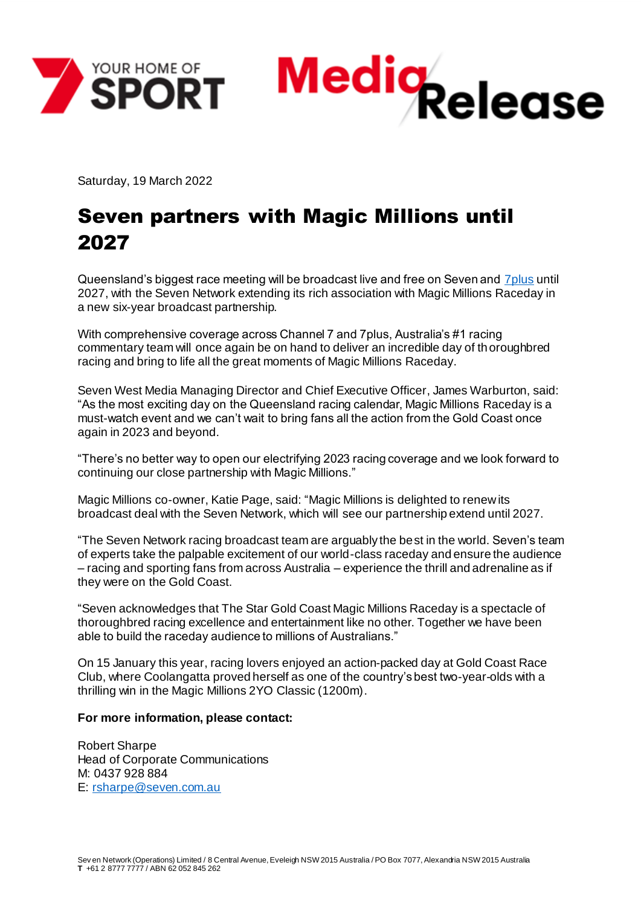Saturday, 19 March 2022

# Seven partners with Magic Millions until 2027

Queensland's biggest race meeting will be broadcast live and free on Seven and 7plus until 2027, with the Seven Network extending its rich association with Magic Millions Raceday in a new six-year broadcast partnership.

With comprehensive coverage across Channel 7 and 7plus, Australia's #1 racing commentary team will once again be on hand to deliver an incredible day of thoroughbred racing and bring to life all the great moments of Magic Millions Raceday.

Seven West Media Managing Director and Chief Executive Officer, James Warburton, said: "As the most exciting day on the Queensland racing calendar, Magic Millions Raceday is a must-watch event and we can't wait to bring fans all the action from the Gold Coast once again in 2023 and beyond.

"There's no better way to open our electrifying 2023 racing coverage and we look forward to continuing our close partnership with Magic Millions."

Magic Millions co-owner, Katie Page, said: "Magic Millions is delighted to renew its broadcast deal with the Seven Network, which will see our partnership extend until 2027.

"The Seven Network racing broadcast team are arguably the best in the world. Seven's team of experts take the palpable excitement of our world-class raceday and ensure the audience – racing and sporting fans from across Australia – experience the thrill and adrenaline as if they were on the Gold Coast.

"Seven acknowledges that The Star Gold Coast Magic Millions Raceday is a spectacle of thoroughbred racing excellence and entertainment like no other. Together we have been able to build the raceday audience to millions of Australians."

On 15 January this year, racing lovers enjoyed an action-packed day at Gold Coast Race Club, where Coolangatta proved herself as one of the country's best two-year-olds with a thrilling win in the Magic Millions 2YO Classic (1200m).

**For more information, please contact:**

Robert Sharpe
Head of Corporate Communications
M: 0437 928 884
E: rsharpe@seven.com.au

Seven Network (Operations) Limited / 8 Central Avenue, Eveleigh NSW 2015 Australia / PO Box 7077, Alexandria NSW 2015 Australia
**T** +61 2 8777 7777 / ABN 62 052 845 262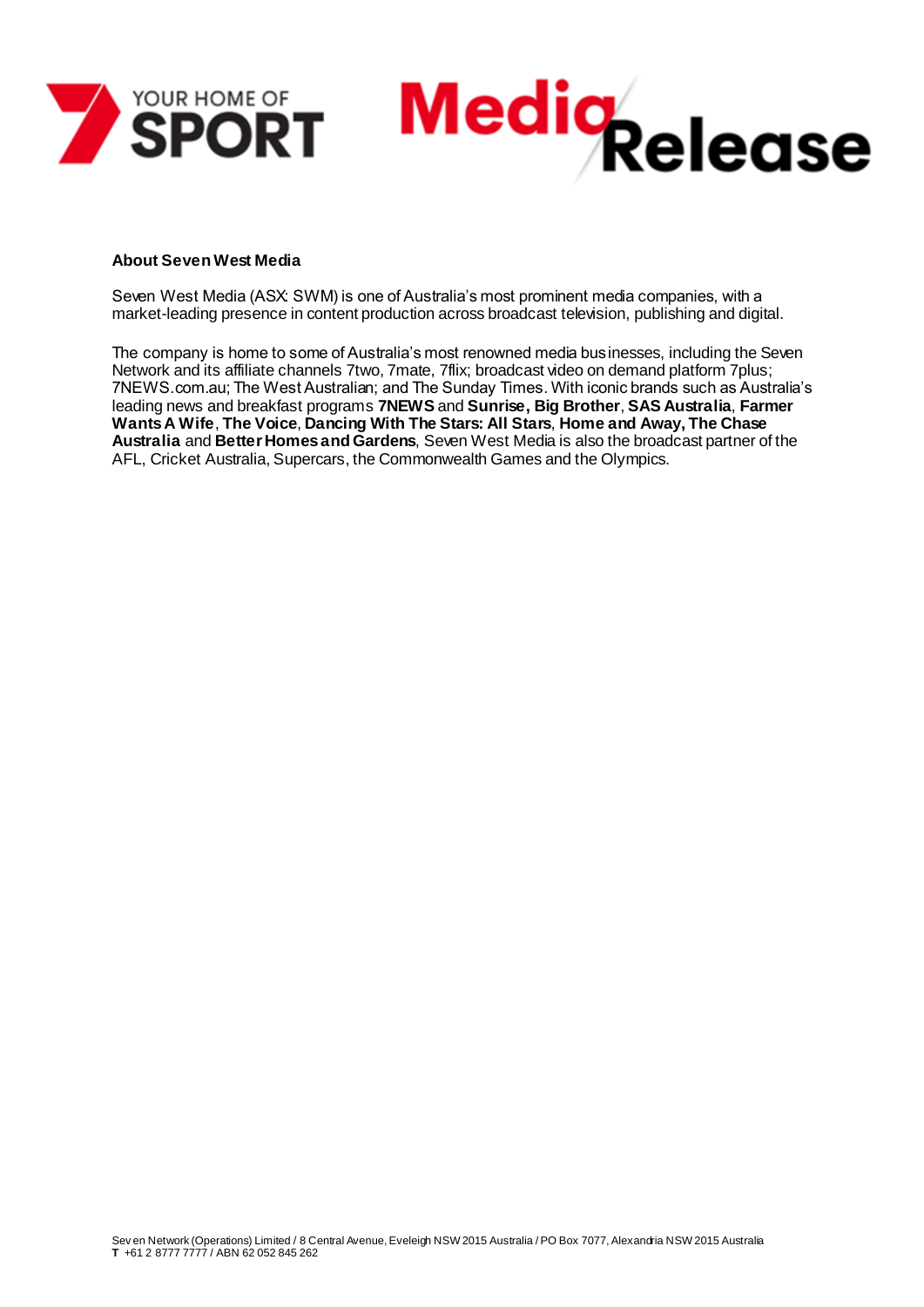**About Seven West Media**

Seven West Media (ASX: SWM) is one of Australia's most prominent media companies, with a market-leading presence in content production across broadcast television, publishing and digital.

The company is home to some of Australia's most renowned media businesses, including the Seven Network and its affiliate channels 7two, 7mate, 7flix; broadcast video on demand platform 7plus; 7NEWS.com.au; The West Australian; and The Sunday Times. With iconic brands such as Australia's leading news and breakfast programs **7NEWS** and **Sunrise, Big Brother**, **SAS Australia**, **Farmer Wants A Wife**, **The Voice**, **Dancing With The Stars: All Stars**, **Home and Away, The Chase Australia** and **Better Homes and Gardens**, Seven West Media is also the broadcast partner of the AFL, Cricket Australia, Supercars, the Commonwealth Games and the Olympics.

Seven Network (Operations) Limited / 8 Central Avenue, Eveleigh NSW 2015 Australia / PO Box 7077, Alexandria NSW 2015 Australia
**T** +61 2 8777 7777 / ABN 62 052 845 262